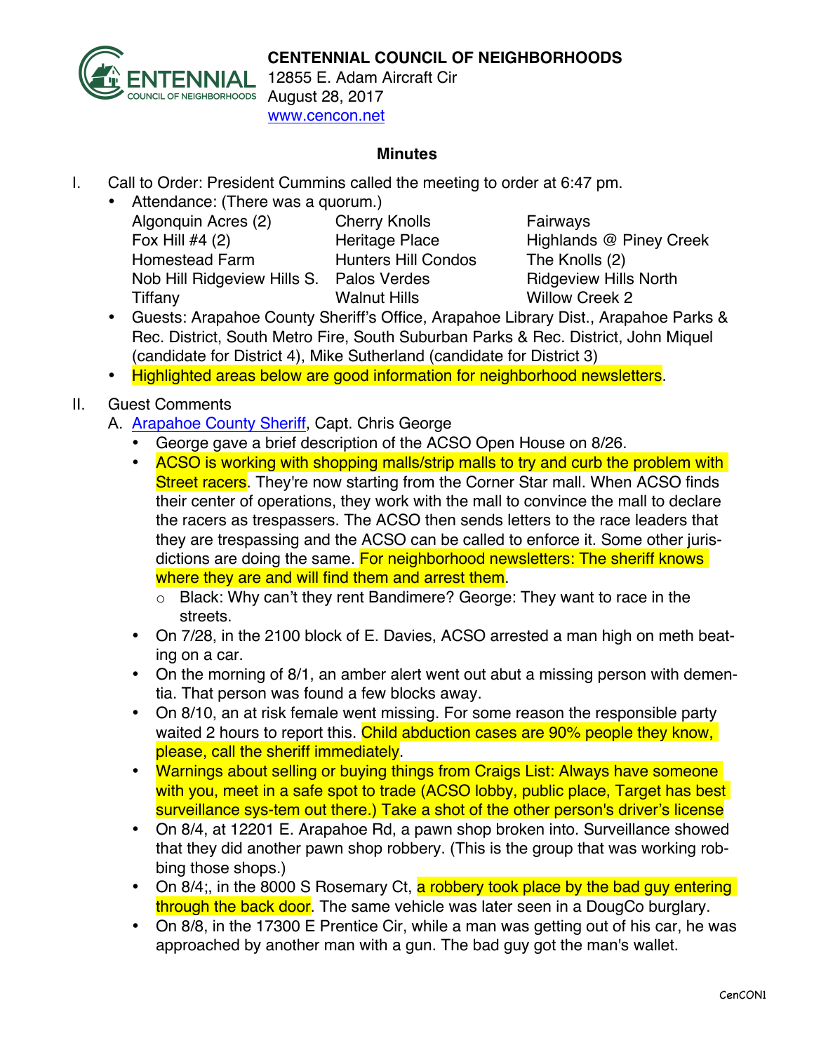**CENTENNIAL COUNCIL OF NEIGHBORHOODS**
12855 E. Adam Aircraft Cir
August 28, 2017
www.cencon.net

**Minutes**

I. Call to Order: President Cummins called the meeting to order at 6:47 pm.
   - Attendance: (There was a quorum.)

| | | |
|---|---|---|
| Algonquin Acres (2) | Cherry Knolls | Fairways |
| Fox Hill #4 (2) | Heritage Place | Highlands @ Piney Creek |
| Homestead Farm | Hunters Hill Condos | The Knolls (2) |
| Nob Hill Ridgeview Hills S. | Palos Verdes | Ridgeview Hills North |
| Tiffany | Walnut Hills | Willow Creek 2 |

   - Guests: Arapahoe County Sheriff's Office, Arapahoe Library Dist., Arapahoe Parks & Rec. District, South Metro Fire, South Suburban Parks & Rec. District, John Miquel (candidate for District 4), Mike Sutherland (candidate for District 3)
   - Highlighted areas below are good information for neighborhood newsletters.

II. Guest Comments
   A. Arapahoe County Sheriff, Capt. Chris George
      - George gave a brief description of the ACSO Open House on 8/26.
      - ACSO is working with shopping malls/strip malls to try and curb the problem with Street racers. They're now starting from the Corner Star mall. When ACSO finds their center of operations, they work with the mall to convince the mall to declare the racers as trespassers. The ACSO then sends letters to the race leaders that they are trespassing and the ACSO can be called to enforce it. Some other jurisdictions are doing the same. For neighborhood newsletters: The sheriff knows where they are and will find them and arrest them.
         - Black: Why can't they rent Bandimere? George: They want to race in the streets.
      - On 7/28, in the 2100 block of E. Davies, ACSO arrested a man high on meth beating on a car.
      - On the morning of 8/1, an amber alert went out abut a missing person with dementia. That person was found a few blocks away.
      - On 8/10, an at risk female went missing. For some reason the responsible party waited 2 hours to report this. Child abduction cases are 90% people they know, please, call the sheriff immediately.
      - Warnings about selling or buying things from Craigs List: Always have someone with you, meet in a safe spot to trade (ACSO lobby, public place, Target has best surveillance sys-tem out there.) Take a shot of the other person's driver's license
      - On 8/4, at 12201 E. Arapahoe Rd, a pawn shop broken into. Surveillance showed that they did another pawn shop robbery. (This is the group that was working robbing those shops.)
      - On 8/4;, in the 8000 S Rosemary Ct, a robbery took place by the bad guy entering through the back door. The same vehicle was later seen in a DougCo burglary.
      - On 8/8, in the 17300 E Prentice Cir, while a man was getting out of his car, he was approached by another man with a gun. The bad guy got the man's wallet.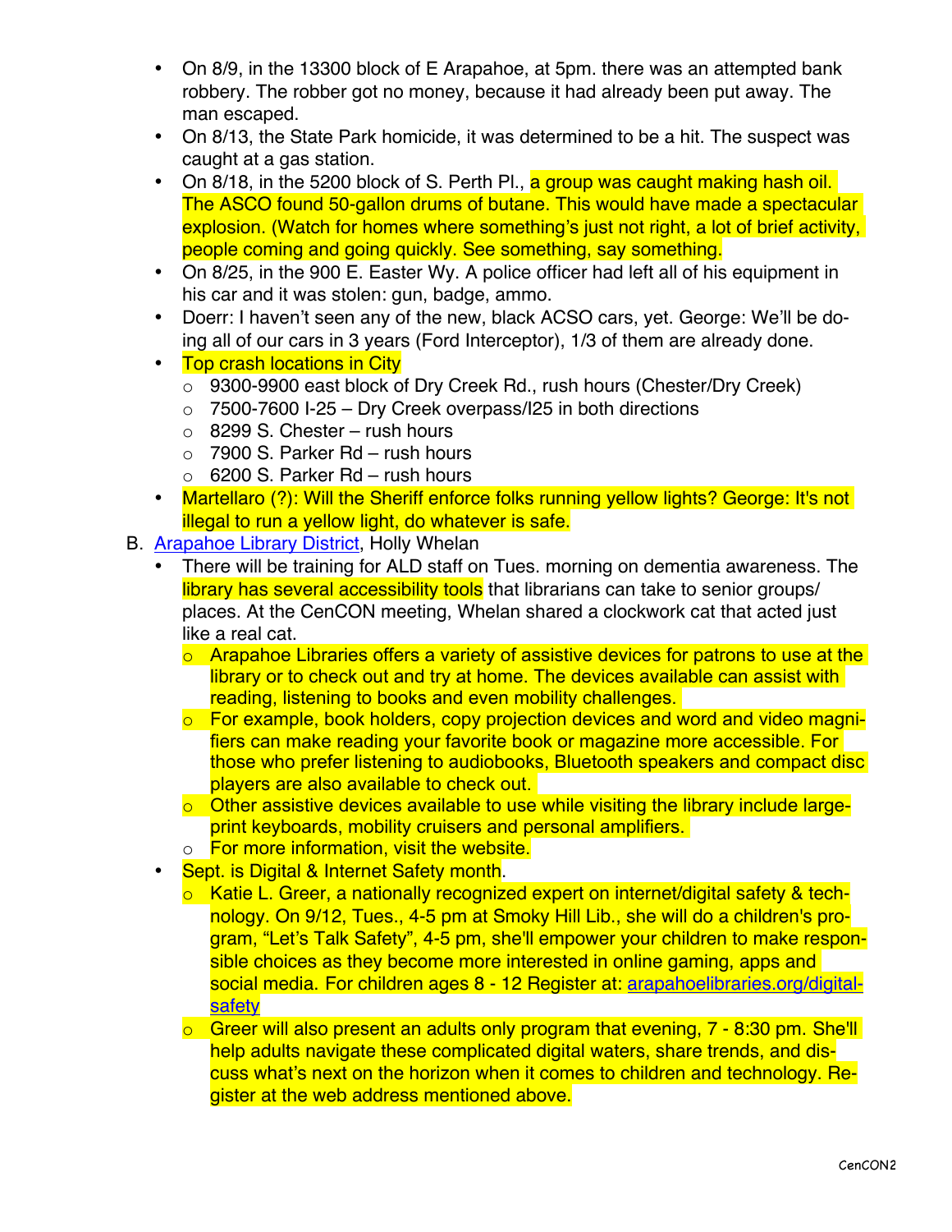- On 8/9, in the 13300 block of E Arapahoe, at 5pm. there was an attempted bank robbery. The robber got no money, because it had already been put away. The man escaped.
- On 8/13, the State Park homicide, it was determined to be a hit. The suspect was caught at a gas station.
- On 8/18, in the 5200 block of S. Perth Pl., a group was caught making hash oil. The ASCO found 50-gallon drums of butane. This would have made a spectacular explosion. (Watch for homes where something's just not right, a lot of brief activity, people coming and going quickly. See something, say something.
- On 8/25, in the 900 E. Easter Wy. A police officer had left all of his equipment in his car and it was stolen: gun, badge, ammo.
- Doerr: I haven't seen any of the new, black ACSO cars, yet. George: We'll be doing all of our cars in 3 years (Ford Interceptor), 1/3 of them are already done.
- Top crash locations in City
  - 9300-9900 east block of Dry Creek Rd., rush hours (Chester/Dry Creek)
  - 7500-7600 I-25 – Dry Creek overpass/I25 in both directions
  - 8299 S. Chester – rush hours
  - 7900 S. Parker Rd – rush hours
  - 6200 S. Parker Rd – rush hours
- Martellaro (?): Will the Sheriff enforce folks running yellow lights? George: It's not illegal to run a yellow light, do whatever is safe.

B. [Arapahoe Library District](https://arapahoelibraries.org), Holly Whelan

- There will be training for ALD staff on Tues. morning on dementia awareness. The library has several accessibility tools that librarians can take to senior groups/places. At the CenCON meeting, Whelan shared a clockwork cat that acted just like a real cat.
  - Arapahoe Libraries offers a variety of assistive devices for patrons to use at the library or to check out and try at home. The devices available can assist with reading, listening to books and even mobility challenges.
  - For example, book holders, copy projection devices and word and video magnifiers can make reading your favorite book or magazine more accessible. For those who prefer listening to audiobooks, Bluetooth speakers and compact disc players are also available to check out.
  - Other assistive devices available to use while visiting the library include large-print keyboards, mobility cruisers and personal amplifiers.
  - For more information, visit the website.
- Sept. is Digital & Internet Safety month.
  - Katie L. Greer, a nationally recognized expert on internet/digital safety & technology. On 9/12, Tues., 4-5 pm at Smoky Hill Lib., she will do a children's program, "Let's Talk Safety", 4-5 pm, she'll empower your children to make responsible choices as they become more interested in online gaming, apps and social media. For children ages 8 - 12 Register at: arapahoelibraries.org/digital-safety
  - Greer will also present an adults only program that evening, 7 - 8:30 pm. She'll help adults navigate these complicated digital waters, share trends, and discuss what's next on the horizon when it comes to children and technology. Register at the web address mentioned above.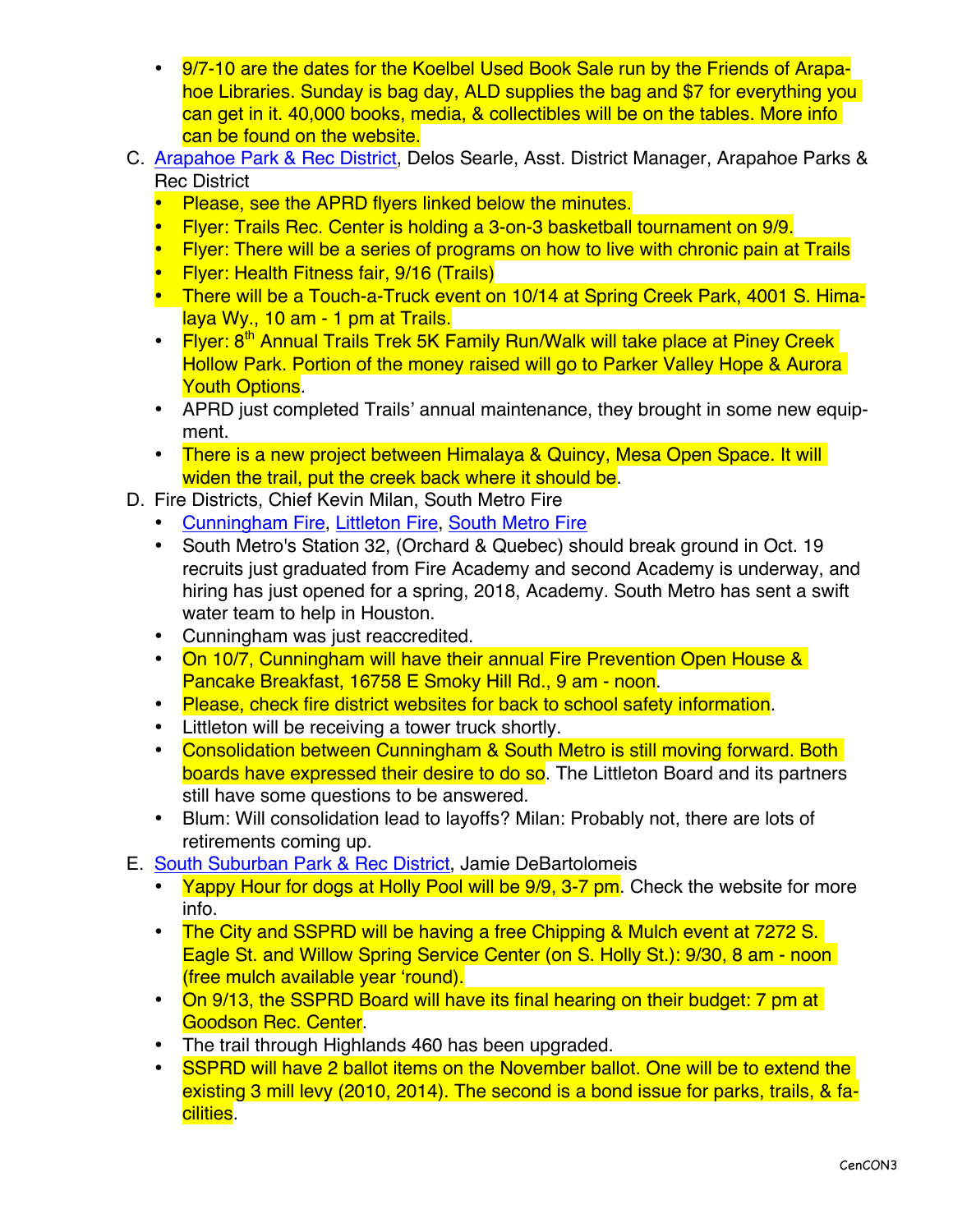- 9/7-10 are the dates for the Koelbel Used Book Sale run by the Friends of Arapahoe Libraries. Sunday is bag day, ALD supplies the bag and $7 for everything you can get in it. 40,000 books, media, & collectibles will be on the tables. More info can be found on the website.

C. Arapahoe Park & Rec District, Delos Searle, Asst. District Manager, Arapahoe Parks & Rec District
   - Please, see the APRD flyers linked below the minutes.
   - Flyer: Trails Rec. Center is holding a 3-on-3 basketball tournament on 9/9.
   - Flyer: There will be a series of programs on how to live with chronic pain at Trails
   - Flyer: Health Fitness fair, 9/16 (Trails)
   - There will be a Touch-a-Truck event on 10/14 at Spring Creek Park, 4001 S. Himalaya Wy., 10 am - 1 pm at Trails.
   - Flyer: 8th Annual Trails Trek 5K Family Run/Walk will take place at Piney Creek Hollow Park. Portion of the money raised will go to Parker Valley Hope & Aurora Youth Options.
   - APRD just completed Trails' annual maintenance, they brought in some new equipment.
   - There is a new project between Himalaya & Quincy, Mesa Open Space. It will widen the trail, put the creek back where it should be.

D. Fire Districts, Chief Kevin Milan, South Metro Fire
   - Cunningham Fire, Littleton Fire, South Metro Fire
   - South Metro's Station 32, (Orchard & Quebec) should break ground in Oct. 19 recruits just graduated from Fire Academy and second Academy is underway, and hiring has just opened for a spring, 2018, Academy. South Metro has sent a swift water team to help in Houston.
   - Cunningham was just reaccredited.
   - On 10/7, Cunningham will have their annual Fire Prevention Open House & Pancake Breakfast, 16758 E Smoky Hill Rd., 9 am - noon.
   - Please, check fire district websites for back to school safety information.
   - Littleton will be receiving a tower truck shortly.
   - Consolidation between Cunningham & South Metro is still moving forward. Both boards have expressed their desire to do so. The Littleton Board and its partners still have some questions to be answered.
   - Blum: Will consolidation lead to layoffs? Milan: Probably not, there are lots of retirements coming up.

E. South Suburban Park & Rec District, Jamie DeBartolomeis
   - Yappy Hour for dogs at Holly Pool will be 9/9, 3-7 pm. Check the website for more info.
   - The City and SSPRD will be having a free Chipping & Mulch event at 7272 S. Eagle St. and Willow Spring Service Center (on S. Holly St.): 9/30, 8 am - noon (free mulch available year 'round).
   - On 9/13, the SSPRD Board will have its final hearing on their budget: 7 pm at Goodson Rec. Center.
   - The trail through Highlands 460 has been upgraded.
   - SSPRD will have 2 ballot items on the November ballot. One will be to extend the existing 3 mill levy (2010, 2014). The second is a bond issue for parks, trails, & facilities.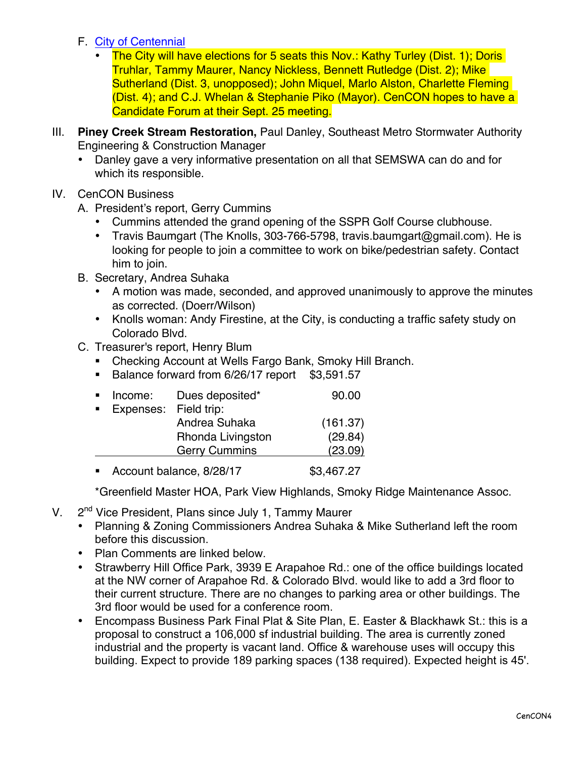F. City of Centennial

- The City will have elections for 5 seats this Nov.: Kathy Turley (Dist. 1); Doris Truhlar, Tammy Maurer, Nancy Nickless, Bennett Rutledge (Dist. 2); Mike Sutherland (Dist. 3, unopposed); John Miquel, Marlo Alston, Charlette Fleming (Dist. 4); and C.J. Whelan & Stephanie Piko (Mayor). CenCON hopes to have a Candidate Forum at their Sept. 25 meeting.

III. **Piney Creek Stream Restoration,** Paul Danley, Southeast Metro Stormwater Authority Engineering & Construction Manager

- Danley gave a very informative presentation on all that SEMSWA can do and for which its responsible.

IV. CenCON Business

A. President's report, Gerry Cummins

- Cummins attended the grand opening of the SSPR Golf Course clubhouse.
- Travis Baumgart (The Knolls, 303-766-5798, travis.baumgart@gmail.com). He is looking for people to join a committee to work on bike/pedestrian safety. Contact him to join.

B. Secretary, Andrea Suhaka

- A motion was made, seconded, and approved unanimously to approve the minutes as corrected. (Doerr/Wilson)
- Knolls woman: Andy Firestine, at the City, is conducting a traffic safety study on Colorado Blvd.

C. Treasurer's report, Henry Blum

- Checking Account at Wells Fargo Bank, Smoky Hill Branch.
- Balance forward from 6/26/17 report $3,591.57

| | | |
|---|---|---|
| ▪ Income: | Dues deposited* | 90.00 |
| ▪ Expenses: | Field trip: | |
| | Andrea Suhaka | (161.37) |
| | Rhonda Livingston | (29.84) |
| | Gerry Cummins | (23.09) |

- Account balance, 8/28/17 $3,467.27

*Greenfield Master HOA, Park View Highlands, Smoky Ridge Maintenance Assoc.

V. 2nd Vice President, Plans since July 1, Tammy Maurer

- Planning & Zoning Commissioners Andrea Suhaka & Mike Sutherland left the room before this discussion.
- Plan Comments are linked below.
- Strawberry Hill Office Park, 3939 E Arapahoe Rd.: one of the office buildings located at the NW corner of Arapahoe Rd. & Colorado Blvd. would like to add a 3rd floor to their current structure. There are no changes to parking area or other buildings. The 3rd floor would be used for a conference room.
- Encompass Business Park Final Plat & Site Plan, E. Easter & Blackhawk St.: this is a proposal to construct a 106,000 sf industrial building. The area is currently zoned industrial and the property is vacant land. Office & warehouse uses will occupy this building. Expect to provide 189 parking spaces (138 required). Expected height is 45'.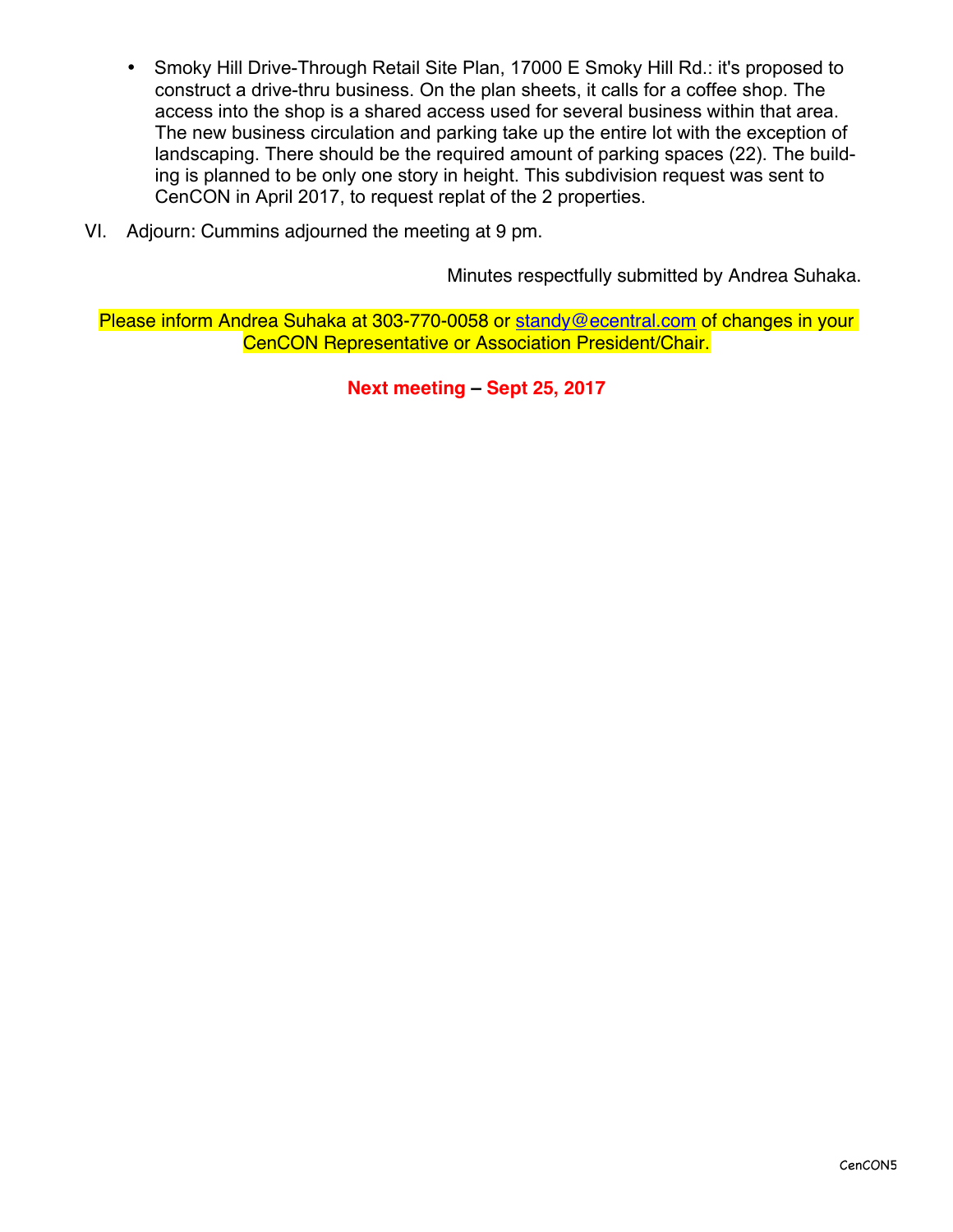- Smoky Hill Drive-Through Retail Site Plan, 17000 E Smoky Hill Rd.: it's proposed to construct a drive-thru business. On the plan sheets, it calls for a coffee shop. The access into the shop is a shared access used for several business within that area. The new business circulation and parking take up the entire lot with the exception of landscaping. There should be the required amount of parking spaces (22). The building is planned to be only one story in height. This subdivision request was sent to CenCON in April 2017, to request replat of the 2 properties.

VI. Adjourn: Cummins adjourned the meeting at 9 pm.

Minutes respectfully submitted by Andrea Suhaka.

Please inform Andrea Suhaka at 303-770-0058 or standy@ecentral.com of changes in your CenCON Representative or Association President/Chair.

**Next meeting – Sept 25, 2017**